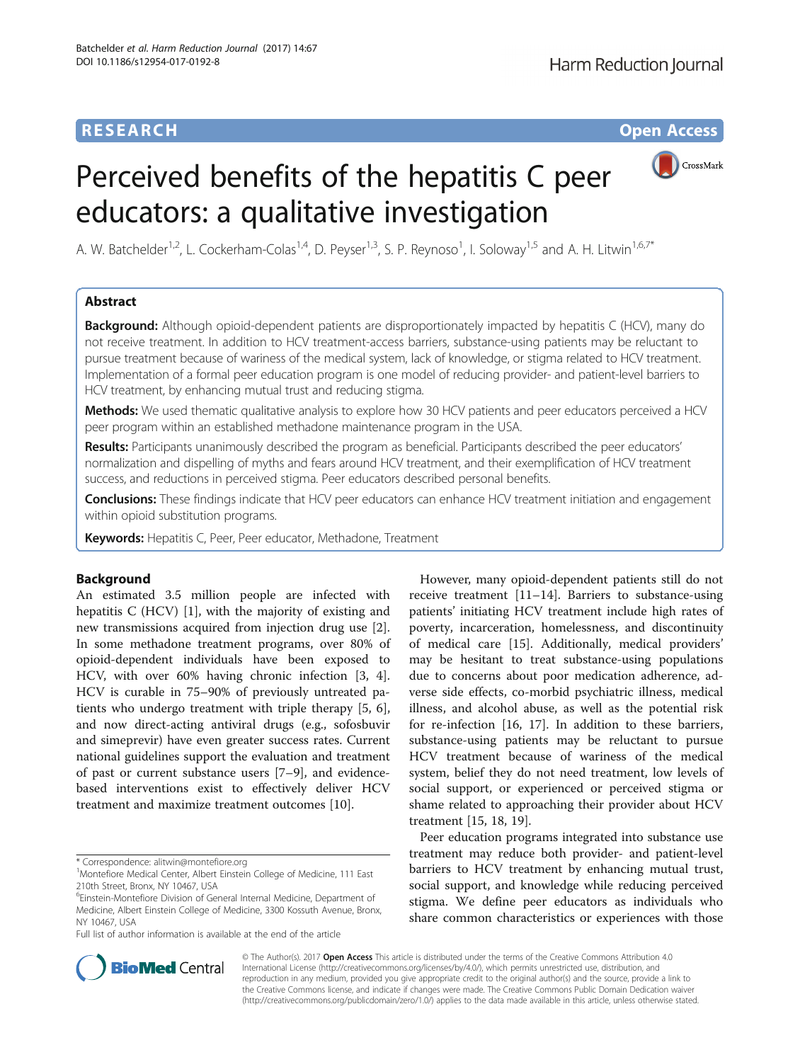RESEARCH

Open Access

# Perceived benefits of the hepatitis C peer educators: a qualitative investigation

A. W. Batchelder[1,2], L. Cockerham-Colas[1,4], D. Peyser[1,3], S. P. Reynoso[1], I. Soloway[1,5] and A. H. Litwin[1,6,7*]

## Abstract

**Background:** Although opioid-dependent patients are disproportionately impacted by hepatitis C (HCV), many do not receive treatment. In addition to HCV treatment-access barriers, substance-using patients may be reluctant to pursue treatment because of wariness of the medical system, lack of knowledge, or stigma related to HCV treatment. Implementation of a formal peer education program is one model of reducing provider- and patient-level barriers to HCV treatment, by enhancing mutual trust and reducing stigma.

**Methods:** We used thematic qualitative analysis to explore how 30 HCV patients and peer educators perceived a HCV peer program within an established methadone maintenance program in the USA.

**Results:** Participants unanimously described the program as beneficial. Participants described the peer educators' normalization and dispelling of myths and fears around HCV treatment, and their exemplification of HCV treatment success, and reductions in perceived stigma. Peer educators described personal benefits.

**Conclusions:** These findings indicate that HCV peer educators can enhance HCV treatment initiation and engagement within opioid substitution programs.

**Keywords:** Hepatitis C, Peer, Peer educator, Methadone, Treatment

## Background

An estimated 3.5 million people are infected with hepatitis C (HCV) [1], with the majority of existing and new transmissions acquired from injection drug use [2]. In some methadone treatment programs, over 80% of opioid-dependent individuals have been exposed to HCV, with over 60% having chronic infection [3, 4]. HCV is curable in 75–90% of previously untreated patients who undergo treatment with triple therapy [5, 6], and now direct-acting antiviral drugs (e.g., sofosbuvir and simeprevir) have even greater success rates. Current national guidelines support the evaluation and treatment of past or current substance users [7–9], and evidence-based interventions exist to effectively deliver HCV treatment and maximize treatment outcomes [10].

However, many opioid-dependent patients still do not receive treatment [11–14]. Barriers to substance-using patients' initiating HCV treatment include high rates of poverty, incarceration, homelessness, and discontinuity of medical care [15]. Additionally, medical providers' may be hesitant to treat substance-using populations due to concerns about poor medication adherence, adverse side effects, co-morbid psychiatric illness, medical illness, and alcohol abuse, as well as the potential risk for re-infection [16, 17]. In addition to these barriers, substance-using patients may be reluctant to pursue HCV treatment because of wariness of the medical system, belief they do not need treatment, low levels of social support, or experienced or perceived stigma or shame related to approaching their provider about HCV treatment [15, 18, 19].

Peer education programs integrated into substance use treatment may reduce both provider- and patient-level barriers to HCV treatment by enhancing mutual trust, social support, and knowledge while reducing perceived stigma. We define peer educators as individuals who share common characteristics or experiences with those

\* Correspondence: alitwin@montefiore.org
[1]Montefiore Medical Center, Albert Einstein College of Medicine, 111 East 210th Street, Bronx, NY 10467, USA
[6]Einstein-Montefiore Division of General Internal Medicine, Department of Medicine, Albert Einstein College of Medicine, 3300 Kossuth Avenue, Bronx, NY 10467, USA
Full list of author information is available at the end of the article

© The Author(s). 2017 **Open Access** This article is distributed under the terms of the Creative Commons Attribution 4.0 International License (http://creativecommons.org/licenses/by/4.0/), which permits unrestricted use, distribution, and reproduction in any medium, provided you give appropriate credit to the original author(s) and the source, provide a link to the Creative Commons license, and indicate if changes were made. The Creative Commons Public Domain Dedication waiver (http://creativecommons.org/publicdomain/zero/1.0/) applies to the data made available in this article, unless otherwise stated.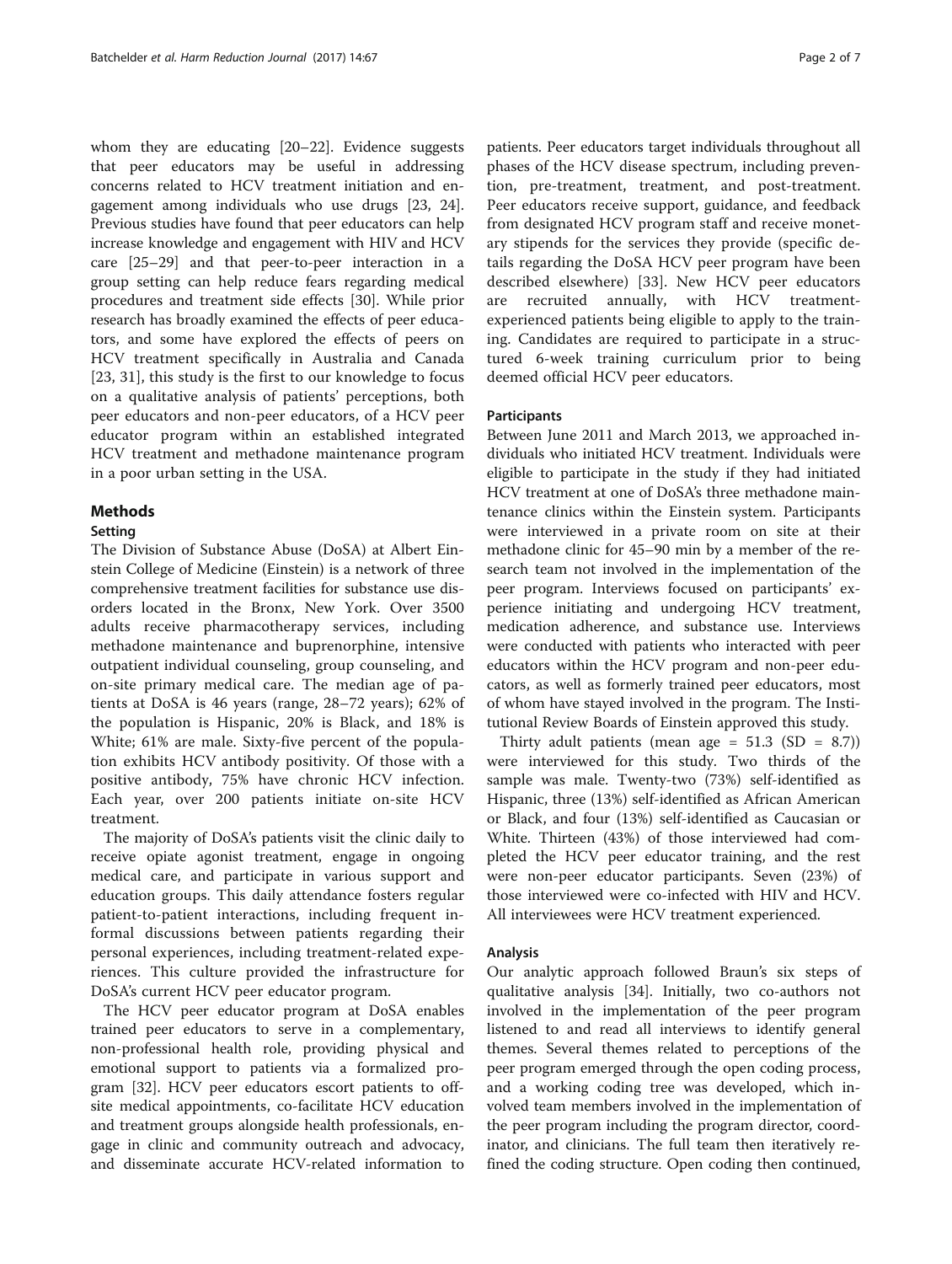whom they are educating [20–22]. Evidence suggests that peer educators may be useful in addressing concerns related to HCV treatment initiation and engagement among individuals who use drugs [23, 24]. Previous studies have found that peer educators can help increase knowledge and engagement with HIV and HCV care [25–29] and that peer-to-peer interaction in a group setting can help reduce fears regarding medical procedures and treatment side effects [30]. While prior research has broadly examined the effects of peer educators, and some have explored the effects of peers on HCV treatment specifically in Australia and Canada [23, 31], this study is the first to our knowledge to focus on a qualitative analysis of patients' perceptions, both peer educators and non-peer educators, of a HCV peer educator program within an established integrated HCV treatment and methadone maintenance program in a poor urban setting in the USA.

## Methods

### Setting

The Division of Substance Abuse (DoSA) at Albert Einstein College of Medicine (Einstein) is a network of three comprehensive treatment facilities for substance use disorders located in the Bronx, New York. Over 3500 adults receive pharmacotherapy services, including methadone maintenance and buprenorphine, intensive outpatient individual counseling, group counseling, and on-site primary medical care. The median age of patients at DoSA is 46 years (range, 28–72 years); 62% of the population is Hispanic, 20% is Black, and 18% is White; 61% are male. Sixty-five percent of the population exhibits HCV antibody positivity. Of those with a positive antibody, 75% have chronic HCV infection. Each year, over 200 patients initiate on-site HCV treatment.

The majority of DoSA's patients visit the clinic daily to receive opiate agonist treatment, engage in ongoing medical care, and participate in various support and education groups. This daily attendance fosters regular patient-to-patient interactions, including frequent informal discussions between patients regarding their personal experiences, including treatment-related experiences. This culture provided the infrastructure for DoSA's current HCV peer educator program.

The HCV peer educator program at DoSA enables trained peer educators to serve in a complementary, non-professional health role, providing physical and emotional support to patients via a formalized program [32]. HCV peer educators escort patients to off-site medical appointments, co-facilitate HCV education and treatment groups alongside health professionals, engage in clinic and community outreach and advocacy, and disseminate accurate HCV-related information to patients. Peer educators target individuals throughout all phases of the HCV disease spectrum, including prevention, pre-treatment, treatment, and post-treatment. Peer educators receive support, guidance, and feedback from designated HCV program staff and receive monetary stipends for the services they provide (specific details regarding the DoSA HCV peer program have been described elsewhere) [33]. New HCV peer educators are recruited annually, with HCV treatment-experienced patients being eligible to apply to the training. Candidates are required to participate in a structured 6-week training curriculum prior to being deemed official HCV peer educators.

### Participants

Between June 2011 and March 2013, we approached individuals who initiated HCV treatment. Individuals were eligible to participate in the study if they had initiated HCV treatment at one of DoSA's three methadone maintenance clinics within the Einstein system. Participants were interviewed in a private room on site at their methadone clinic for 45–90 min by a member of the research team not involved in the implementation of the peer program. Interviews focused on participants' experience initiating and undergoing HCV treatment, medication adherence, and substance use. Interviews were conducted with patients who interacted with peer educators within the HCV program and non-peer educators, as well as formerly trained peer educators, most of whom have stayed involved in the program. The Institutional Review Boards of Einstein approved this study.

Thirty adult patients (mean age = 51.3 (SD = 8.7)) were interviewed for this study. Two thirds of the sample was male. Twenty-two (73%) self-identified as Hispanic, three (13%) self-identified as African American or Black, and four (13%) self-identified as Caucasian or White. Thirteen (43%) of those interviewed had completed the HCV peer educator training, and the rest were non-peer educator participants. Seven (23%) of those interviewed were co-infected with HIV and HCV. All interviewees were HCV treatment experienced.

### Analysis

Our analytic approach followed Braun's six steps of qualitative analysis [34]. Initially, two co-authors not involved in the implementation of the peer program listened to and read all interviews to identify general themes. Several themes related to perceptions of the peer program emerged through the open coding process, and a working coding tree was developed, which involved team members involved in the implementation of the peer program including the program director, coordinator, and clinicians. The full team then iteratively refined the coding structure. Open coding then continued,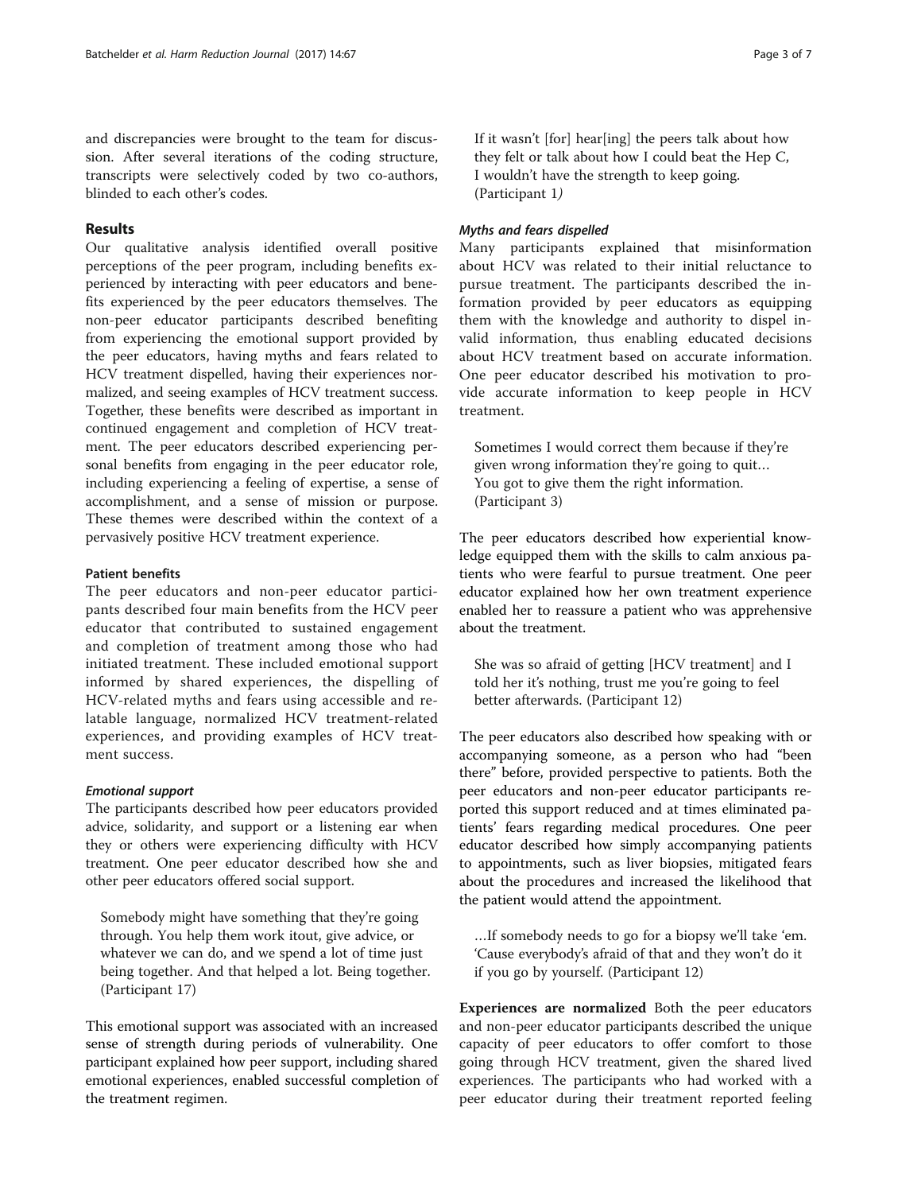and discrepancies were brought to the team for discussion. After several iterations of the coding structure, transcripts were selectively coded by two co-authors, blinded to each other's codes.

## Results

Our qualitative analysis identified overall positive perceptions of the peer program, including benefits experienced by interacting with peer educators and benefits experienced by the peer educators themselves. The non-peer educator participants described benefiting from experiencing the emotional support provided by the peer educators, having myths and fears related to HCV treatment dispelled, having their experiences normalized, and seeing examples of HCV treatment success. Together, these benefits were described as important in continued engagement and completion of HCV treatment. The peer educators described experiencing personal benefits from engaging in the peer educator role, including experiencing a feeling of expertise, a sense of accomplishment, and a sense of mission or purpose. These themes were described within the context of a pervasively positive HCV treatment experience.

### Patient benefits

The peer educators and non-peer educator participants described four main benefits from the HCV peer educator that contributed to sustained engagement and completion of treatment among those who had initiated treatment. These included emotional support informed by shared experiences, the dispelling of HCV-related myths and fears using accessible and relatable language, normalized HCV treatment-related experiences, and providing examples of HCV treatment success.

#### *Emotional support*

The participants described how peer educators provided advice, solidarity, and support or a listening ear when they or others were experiencing difficulty with HCV treatment. One peer educator described how she and other peer educators offered social support.

> Somebody might have something that they're going through. You help them work itout, give advice, or whatever we can do, and we spend a lot of time just being together. And that helped a lot. Being together. (Participant 17)

This emotional support was associated with an increased sense of strength during periods of vulnerability. One participant explained how peer support, including shared emotional experiences, enabled successful completion of the treatment regimen.

> If it wasn't [for] hear[ing] the peers talk about how they felt or talk about how I could beat the Hep C, I wouldn't have the strength to keep going. (Participant 1)

#### *Myths and fears dispelled*

Many participants explained that misinformation about HCV was related to their initial reluctance to pursue treatment. The participants described the information provided by peer educators as equipping them with the knowledge and authority to dispel invalid information, thus enabling educated decisions about HCV treatment based on accurate information. One peer educator described his motivation to provide accurate information to keep people in HCV treatment.

> Sometimes I would correct them because if they're given wrong information they're going to quit… You got to give them the right information. (Participant 3)

The peer educators described how experiential knowledge equipped them with the skills to calm anxious patients who were fearful to pursue treatment. One peer educator explained how her own treatment experience enabled her to reassure a patient who was apprehensive about the treatment.

> She was so afraid of getting [HCV treatment] and I told her it's nothing, trust me you're going to feel better afterwards. (Participant 12)

The peer educators also described how speaking with or accompanying someone, as a person who had "been there" before, provided perspective to patients. Both the peer educators and non-peer educator participants reported this support reduced and at times eliminated patients' fears regarding medical procedures. One peer educator described how simply accompanying patients to appointments, such as liver biopsies, mitigated fears about the procedures and increased the likelihood that the patient would attend the appointment.

> …If somebody needs to go for a biopsy we'll take 'em. 'Cause everybody's afraid of that and they won't do it if you go by yourself. (Participant 12)

**Experiences are normalized** Both the peer educators and non-peer educator participants described the unique capacity of peer educators to offer comfort to those going through HCV treatment, given the shared lived experiences. The participants who had worked with a peer educator during their treatment reported feeling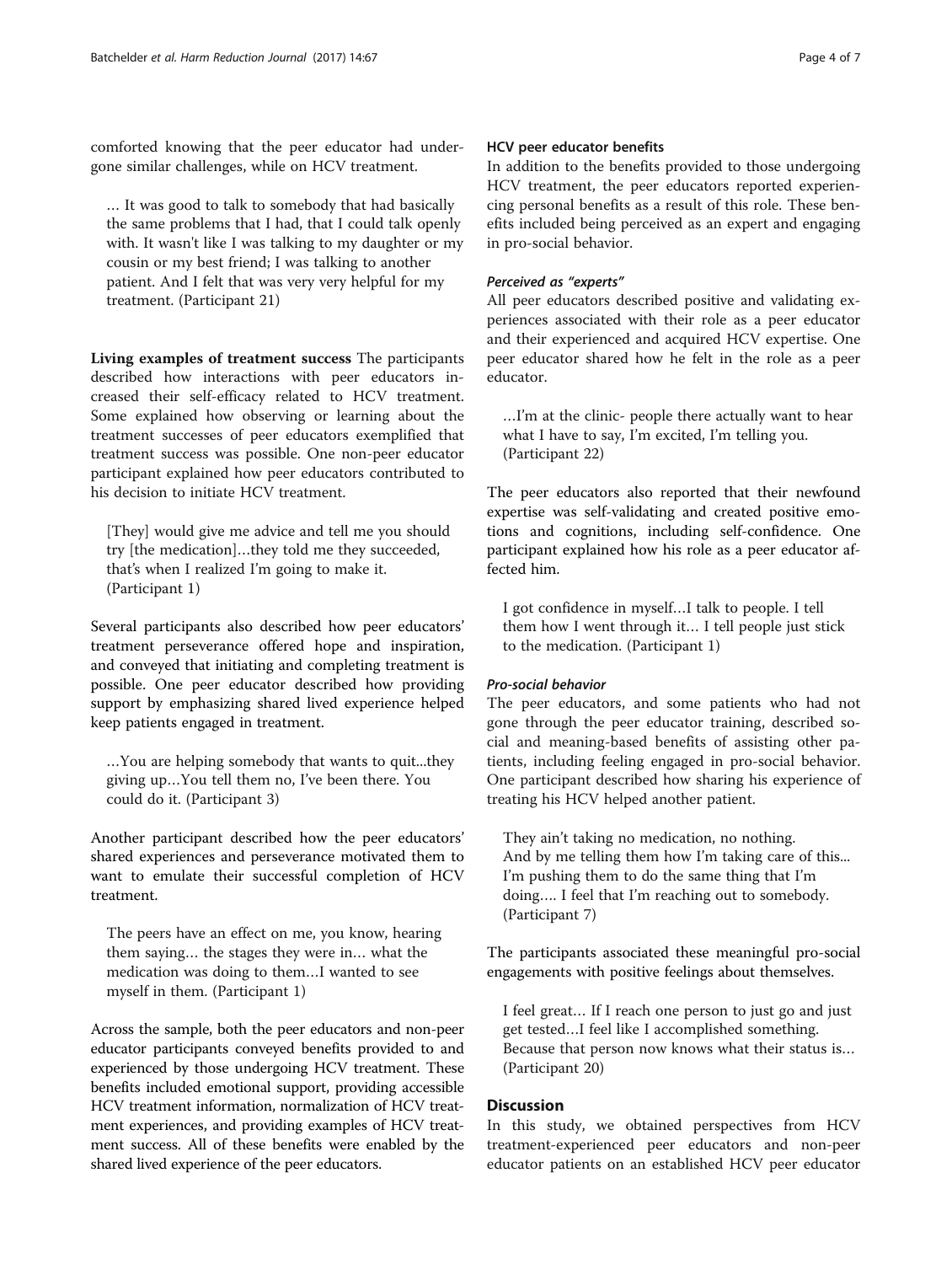comforted knowing that the peer educator had undergone similar challenges, while on HCV treatment.

> … It was good to talk to somebody that had basically the same problems that I had, that I could talk openly with. It wasn't like I was talking to my daughter or my cousin or my best friend; I was talking to another patient. And I felt that was very very helpful for my treatment. (Participant 21)

**Living examples of treatment success** The participants described how interactions with peer educators increased their self-efficacy related to HCV treatment. Some explained how observing or learning about the treatment successes of peer educators exemplified that treatment success was possible. One non-peer educator participant explained how peer educators contributed to his decision to initiate HCV treatment.

> [They] would give me advice and tell me you should try [the medication]…they told me they succeeded, that's when I realized I'm going to make it. (Participant 1)

Several participants also described how peer educators' treatment perseverance offered hope and inspiration, and conveyed that initiating and completing treatment is possible. One peer educator described how providing support by emphasizing shared lived experience helped keep patients engaged in treatment.

> …You are helping somebody that wants to quit...they giving up…You tell them no, I've been there. You could do it. (Participant 3)

Another participant described how the peer educators' shared experiences and perseverance motivated them to want to emulate their successful completion of HCV treatment.

> The peers have an effect on me, you know, hearing them saying… the stages they were in… what the medication was doing to them…I wanted to see myself in them. (Participant 1)

Across the sample, both the peer educators and non-peer educator participants conveyed benefits provided to and experienced by those undergoing HCV treatment. These benefits included emotional support, providing accessible HCV treatment information, normalization of HCV treatment experiences, and providing examples of HCV treatment success. All of these benefits were enabled by the shared lived experience of the peer educators.

#### HCV peer educator benefits

In addition to the benefits provided to those undergoing HCV treatment, the peer educators reported experiencing personal benefits as a result of this role. These benefits included being perceived as an expert and engaging in pro-social behavior.

##### *Perceived as "experts"*

All peer educators described positive and validating experiences associated with their role as a peer educator and their experienced and acquired HCV expertise. One peer educator shared how he felt in the role as a peer educator.

> …I'm at the clinic- people there actually want to hear what I have to say, I'm excited, I'm telling you. (Participant 22)

The peer educators also reported that their newfound expertise was self-validating and created positive emotions and cognitions, including self-confidence. One participant explained how his role as a peer educator affected him.

> I got confidence in myself…I talk to people. I tell them how I went through it… I tell people just stick to the medication. (Participant 1)

##### *Pro-social behavior*

The peer educators, and some patients who had not gone through the peer educator training, described social and meaning-based benefits of assisting other patients, including feeling engaged in pro-social behavior. One participant described how sharing his experience of treating his HCV helped another patient.

> They ain't taking no medication, no nothing. And by me telling them how I'm taking care of this... I'm pushing them to do the same thing that I'm doing…. I feel that I'm reaching out to somebody. (Participant 7)

The participants associated these meaningful pro-social engagements with positive feelings about themselves.

> I feel great… If I reach one person to just go and just get tested…I feel like I accomplished something. Because that person now knows what their status is… (Participant 20)

## Discussion

In this study, we obtained perspectives from HCV treatment-experienced peer educators and non-peer educator patients on an established HCV peer educator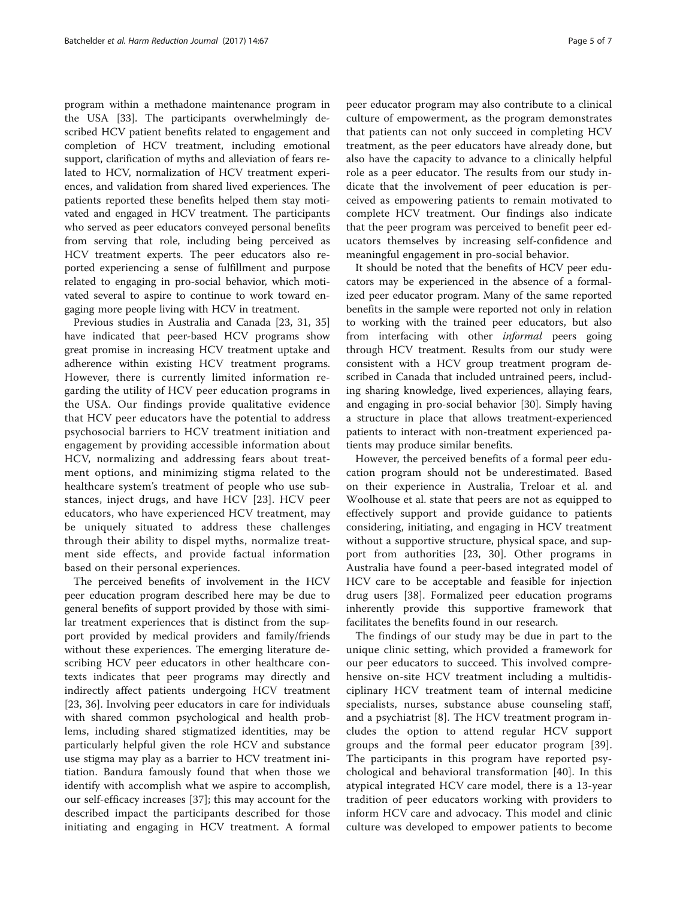program within a methadone maintenance program in the USA [33]. The participants overwhelmingly described HCV patient benefits related to engagement and completion of HCV treatment, including emotional support, clarification of myths and alleviation of fears related to HCV, normalization of HCV treatment experiences, and validation from shared lived experiences. The patients reported these benefits helped them stay motivated and engaged in HCV treatment. The participants who served as peer educators conveyed personal benefits from serving that role, including being perceived as HCV treatment experts. The peer educators also reported experiencing a sense of fulfillment and purpose related to engaging in pro-social behavior, which motivated several to aspire to continue to work toward engaging more people living with HCV in treatment.

Previous studies in Australia and Canada [23, 31, 35] have indicated that peer-based HCV programs show great promise in increasing HCV treatment uptake and adherence within existing HCV treatment programs. However, there is currently limited information regarding the utility of HCV peer education programs in the USA. Our findings provide qualitative evidence that HCV peer educators have the potential to address psychosocial barriers to HCV treatment initiation and engagement by providing accessible information about HCV, normalizing and addressing fears about treatment options, and minimizing stigma related to the healthcare system's treatment of people who use substances, inject drugs, and have HCV [23]. HCV peer educators, who have experienced HCV treatment, may be uniquely situated to address these challenges through their ability to dispel myths, normalize treatment side effects, and provide factual information based on their personal experiences.

The perceived benefits of involvement in the HCV peer education program described here may be due to general benefits of support provided by those with similar treatment experiences that is distinct from the support provided by medical providers and family/friends without these experiences. The emerging literature describing HCV peer educators in other healthcare contexts indicates that peer programs may directly and indirectly affect patients undergoing HCV treatment [23, 36]. Involving peer educators in care for individuals with shared common psychological and health problems, including shared stigmatized identities, may be particularly helpful given the role HCV and substance use stigma may play as a barrier to HCV treatment initiation. Bandura famously found that when those we identify with accomplish what we aspire to accomplish, our self-efficacy increases [37]; this may account for the described impact the participants described for those initiating and engaging in HCV treatment. A formal peer educator program may also contribute to a clinical culture of empowerment, as the program demonstrates that patients can not only succeed in completing HCV treatment, as the peer educators have already done, but also have the capacity to advance to a clinically helpful role as a peer educator. The results from our study indicate that the involvement of peer education is perceived as empowering patients to remain motivated to complete HCV treatment. Our findings also indicate that the peer program was perceived to benefit peer educators themselves by increasing self-confidence and meaningful engagement in pro-social behavior.

It should be noted that the benefits of HCV peer educators may be experienced in the absence of a formalized peer educator program. Many of the same reported benefits in the sample were reported not only in relation to working with the trained peer educators, but also from interfacing with other *informal* peers going through HCV treatment. Results from our study were consistent with a HCV group treatment program described in Canada that included untrained peers, including sharing knowledge, lived experiences, allaying fears, and engaging in pro-social behavior [30]. Simply having a structure in place that allows treatment-experienced patients to interact with non-treatment experienced patients may produce similar benefits.

However, the perceived benefits of a formal peer education program should not be underestimated. Based on their experience in Australia, Treloar et al. and Woolhouse et al. state that peers are not as equipped to effectively support and provide guidance to patients considering, initiating, and engaging in HCV treatment without a supportive structure, physical space, and support from authorities [23, 30]. Other programs in Australia have found a peer-based integrated model of HCV care to be acceptable and feasible for injection drug users [38]. Formalized peer education programs inherently provide this supportive framework that facilitates the benefits found in our research.

The findings of our study may be due in part to the unique clinic setting, which provided a framework for our peer educators to succeed. This involved comprehensive on-site HCV treatment including a multidisciplinary HCV treatment team of internal medicine specialists, nurses, substance abuse counseling staff, and a psychiatrist [8]. The HCV treatment program includes the option to attend regular HCV support groups and the formal peer educator program [39]. The participants in this program have reported psychological and behavioral transformation [40]. In this atypical integrated HCV care model, there is a 13-year tradition of peer educators working with providers to inform HCV care and advocacy. This model and clinic culture was developed to empower patients to become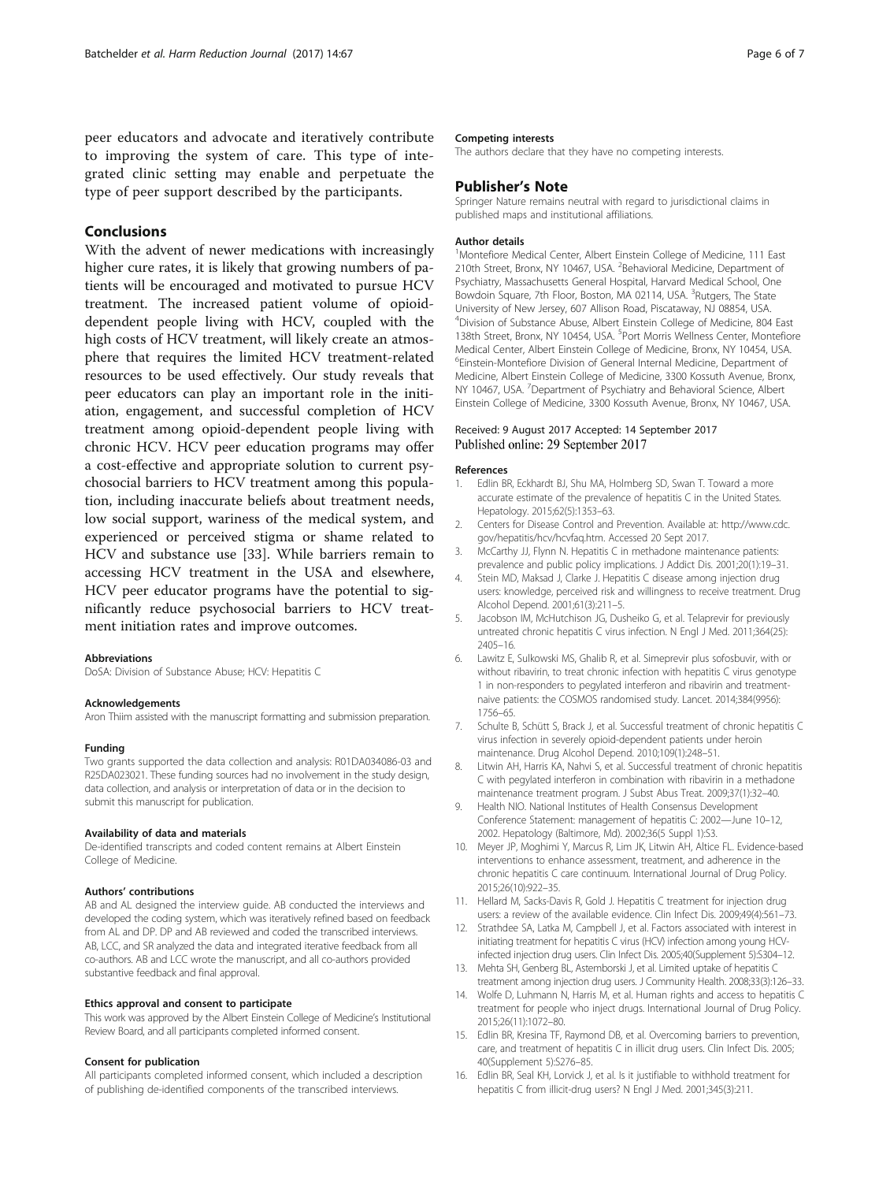peer educators and advocate and iteratively contribute to improving the system of care. This type of integrated clinic setting may enable and perpetuate the type of peer support described by the participants.

## Conclusions

With the advent of newer medications with increasingly higher cure rates, it is likely that growing numbers of patients will be encouraged and motivated to pursue HCV treatment. The increased patient volume of opioid-dependent people living with HCV, coupled with the high costs of HCV treatment, will likely create an atmosphere that requires the limited HCV treatment-related resources to be used effectively. Our study reveals that peer educators can play an important role in the initiation, engagement, and successful completion of HCV treatment among opioid-dependent people living with chronic HCV. HCV peer education programs may offer a cost-effective and appropriate solution to current psychosocial barriers to HCV treatment among this population, including inaccurate beliefs about treatment needs, low social support, wariness of the medical system, and experienced or perceived stigma or shame related to HCV and substance use [33]. While barriers remain to accessing HCV treatment in the USA and elsewhere, HCV peer educator programs have the potential to significantly reduce psychosocial barriers to HCV treatment initiation rates and improve outcomes.

#### Abbreviations

DoSA: Division of Substance Abuse; HCV: Hepatitis C

#### Acknowledgements

Aron Thiim assisted with the manuscript formatting and submission preparation.

#### Funding

Two grants supported the data collection and analysis: R01DA034086-03 and R25DA023021. These funding sources had no involvement in the study design, data collection, and analysis or interpretation of data or in the decision to submit this manuscript for publication.

#### Availability of data and materials

De-identified transcripts and coded content remains at Albert Einstein College of Medicine.

#### Authors' contributions

AB and AL designed the interview guide. AB conducted the interviews and developed the coding system, which was iteratively refined based on feedback from AL and DP. DP and AB reviewed and coded the transcribed interviews. AB, LCC, and SR analyzed the data and integrated iterative feedback from all co-authors. AB and LCC wrote the manuscript, and all co-authors provided substantive feedback and final approval.

#### Ethics approval and consent to participate

This work was approved by the Albert Einstein College of Medicine's Institutional Review Board, and all participants completed informed consent.

#### Consent for publication

All participants completed informed consent, which included a description of publishing de-identified components of the transcribed interviews.

#### Competing interests

The authors declare that they have no competing interests.

## Publisher's Note

Springer Nature remains neutral with regard to jurisdictional claims in published maps and institutional affiliations.

#### Author details

[1]Montefiore Medical Center, Albert Einstein College of Medicine, 111 East 210th Street, Bronx, NY 10467, USA. [2]Behavioral Medicine, Department of Psychiatry, Massachusetts General Hospital, Harvard Medical School, One Bowdoin Square, 7th Floor, Boston, MA 02114, USA. [3]Rutgers, The State University of New Jersey, 607 Allison Road, Piscataway, NJ 08854, USA. [4]Division of Substance Abuse, Albert Einstein College of Medicine, 804 East 138th Street, Bronx, NY 10454, USA. [5]Port Morris Wellness Center, Montefiore Medical Center, Albert Einstein College of Medicine, Bronx, NY 10454, USA. [6]Einstein-Montefiore Division of General Internal Medicine, Department of Medicine, Albert Einstein College of Medicine, 3300 Kossuth Avenue, Bronx, NY 10467, USA. [7]Department of Psychiatry and Behavioral Science, Albert Einstein College of Medicine, 3300 Kossuth Avenue, Bronx, NY 10467, USA.

Received: 9 August 2017 Accepted: 14 September 2017
Published online: 29 September 2017

#### References

1. Edlin BR, Eckhardt BJ, Shu MA, Holmberg SD, Swan T. Toward a more accurate estimate of the prevalence of hepatitis C in the United States. Hepatology. 2015;62(5):1353–63.
2. Centers for Disease Control and Prevention. Available at: http://www.cdc.gov/hepatitis/hcv/hcvfaq.htm. Accessed 20 Sept 2017.
3. McCarthy JJ, Flynn N. Hepatitis C in methadone maintenance patients: prevalence and public policy implications. J Addict Dis. 2001;20(1):19–31.
4. Stein MD, Maksad J, Clarke J. Hepatitis C disease among injection drug users: knowledge, perceived risk and willingness to receive treatment. Drug Alcohol Depend. 2001;61(3):211–5.
5. Jacobson IM, McHutchison JG, Dusheiko G, et al. Telaprevir for previously untreated chronic hepatitis C virus infection. N Engl J Med. 2011;364(25): 2405–16.
6. Lawitz E, Sulkowski MS, Ghalib R, et al. Simeprevir plus sofosbuvir, with or without ribavirin, to treat chronic infection with hepatitis C virus genotype 1 in non-responders to pegylated interferon and ribavirin and treatment-naive patients: the COSMOS randomised study. Lancet. 2014;384(9956): 1756–65.
7. Schulte B, Schütt S, Brack J, et al. Successful treatment of chronic hepatitis C virus infection in severely opioid-dependent patients under heroin maintenance. Drug Alcohol Depend. 2010;109(1):248–51.
8. Litwin AH, Harris KA, Nahvi S, et al. Successful treatment of chronic hepatitis C with pegylated interferon in combination with ribavirin in a methadone maintenance treatment program. J Subst Abus Treat. 2009;37(1):32–40.
9. Health NIO. National Institutes of Health Consensus Development Conference Statement: management of hepatitis C: 2002—June 10–12, 2002. Hepatology (Baltimore, Md). 2002;36(5 Suppl 1):S3.
10. Meyer JP, Moghimi Y, Marcus R, Lim JK, Litwin AH, Altice FL. Evidence-based interventions to enhance assessment, treatment, and adherence in the chronic hepatitis C care continuum. International Journal of Drug Policy. 2015;26(10):922–35.
11. Hellard M, Sacks-Davis R, Gold J. Hepatitis C treatment for injection drug users: a review of the available evidence. Clin Infect Dis. 2009;49(4):561–73.
12. Strathdee SA, Latka M, Campbell J, et al. Factors associated with interest in initiating treatment for hepatitis C virus (HCV) infection among young HCV-infected injection drug users. Clin Infect Dis. 2005;40(Supplement 5):S304–12.
13. Mehta SH, Genberg BL, Astemborski J, et al. Limited uptake of hepatitis C treatment among injection drug users. J Community Health. 2008;33(3):126–33.
14. Wolfe D, Luhmann N, Harris M, et al. Human rights and access to hepatitis C treatment for people who inject drugs. International Journal of Drug Policy. 2015;26(11):1072–80.
15. Edlin BR, Kresina TF, Raymond DB, et al. Overcoming barriers to prevention, care, and treatment of hepatitis C in illicit drug users. Clin Infect Dis. 2005; 40(Supplement 5):S276–85.
16. Edlin BR, Seal KH, Lorvick J, et al. Is it justifiable to withhold treatment for hepatitis C from illicit-drug users? N Engl J Med. 2001;345(3):211.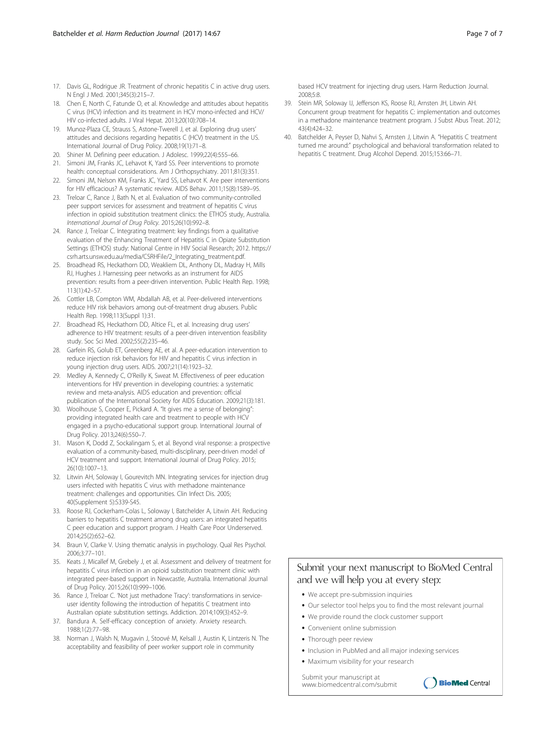17. Davis GL, Rodrigue JR. Treatment of chronic hepatitis C in active drug users. N Engl J Med. 2001;345(3):215–7.
18. Chen E, North C, Fatunde O, et al. Knowledge and attitudes about hepatitis C virus (HCV) infection and its treatment in HCV mono-infected and HCV/HIV co-infected adults. J Viral Hepat. 2013;20(10):708–14.
19. Munoz-Plaza CE, Strauss S, Astone-Twerell J, et al. Exploring drug users' attitudes and decisions regarding hepatitis C (HCV) treatment in the US. International Journal of Drug Policy. 2008;19(1):71–8.
20. Shiner M. Defining peer education. J Adolesc. 1999;22(4):555–66.
21. Simoni JM, Franks JC, Lehavot K, Yard SS. Peer interventions to promote health: conceptual considerations. Am J Orthopsychiatry. 2011;81(3):351.
22. Simoni JM, Nelson KM, Franks JC, Yard SS, Lehavot K. Are peer interventions for HIV efficacious? A systematic review. AIDS Behav. 2011;15(8):1589–95.
23. Treloar C, Rance J, Bath N, et al. Evaluation of two community-controlled peer support services for assessment and treatment of hepatitis C virus infection in opioid substitution treatment clinics: the ETHOS study, Australia. *International Journal of Drug Policy*. 2015;26(10):992–8.
24. Rance J, Treloar C. Integrating treatment: key findings from a qualitative evaluation of the Enhancing Treatment of Hepatitis C in Opiate Substitution Settings (ETHOS) study: National Centre in HIV Social Research; 2012. https://csrh.arts.unsw.edu.au/media/CSRHFile/2_Integrating_treatment.pdf.
25. Broadhead RS, Heckathorn DD, Weakliem DL, Anthony DL, Madray H, Mills RJ, Hughes J. Harnessing peer networks as an instrument for AIDS prevention: results from a peer-driven intervention. Public Health Rep. 1998;113(1):42–57.
26. Cottler LB, Compton WM, Abdallah AB, et al. Peer-delivered interventions reduce HIV risk behaviors among out-of-treatment drug abusers. Public Health Rep. 1998;113(Suppl 1):31.
27. Broadhead RS, Heckathorn DD, Altice FL, et al. Increasing drug users' adherence to HIV treatment: results of a peer-driven intervention feasibility study. Soc Sci Med. 2002;55(2):235–46.
28. Garfein RS, Golub ET, Greenberg AE, et al. A peer-education intervention to reduce injection risk behaviors for HIV and hepatitis C virus infection in young injection drug users. AIDS. 2007;21(14):1923–32.
29. Medley A, Kennedy C, O'Reilly K, Sweat M. Effectiveness of peer education interventions for HIV prevention in developing countries: a systematic review and meta-analysis. AIDS education and prevention: official publication of the International Society for AIDS Education. 2009;21(3):181.
30. Woolhouse S, Cooper E, Pickard A. "It gives me a sense of belonging": providing integrated health care and treatment to people with HCV engaged in a psycho-educational support group. International Journal of Drug Policy. 2013;24(6):550–7.
31. Mason K, Dodd Z, Sockalingam S, et al. Beyond viral response: a prospective evaluation of a community-based, multi-disciplinary, peer-driven model of HCV treatment and support. International Journal of Drug Policy. 2015;26(10):1007–13.
32. Litwin AH, Soloway I, Gourevitch MN. Integrating services for injection drug users infected with hepatitis C virus with methadone maintenance treatment: challenges and opportunities. Clin Infect Dis. 2005;40(Supplement 5):S339-S45.
33. Roose RJ, Cockerham-Colas L, Soloway I, Batchelder A, Litwin AH. Reducing barriers to hepatitis C treatment among drug users: an integrated hepatitis C peer education and support program. J Health Care Poor Underserved. 2014;25(2):652–62.
34. Braun V, Clarke V. Using thematic analysis in psychology. Qual Res Psychol. 2006;3:77–101.
35. Keats J, Micallef M, Grebely J, et al. Assessment and delivery of treatment for hepatitis C virus infection in an opioid substitution treatment clinic with integrated peer-based support in Newcastle, Australia. International Journal of Drug Policy. 2015;26(10):999–1006.
36. Rance J, Treloar C. 'Not just methadone Tracy': transformations in service-user identity following the introduction of hepatitis C treatment into Australian opiate substitution settings. Addiction. 2014;109(3):452–9.
37. Bandura A. Self-efficacy conception of anxiety. Anxiety research. 1988;1(2):77–98.
38. Norman J, Walsh N, Mugavin J, Stoové M, Kelsall J, Austin K, Lintzeris N. The acceptability and feasibility of peer worker support role in community based HCV treatment for injecting drug users. Harm Reduction Journal. 2008;5:8.
39. Stein MR, Soloway IJ, Jefferson KS, Roose RJ, Arnsten JH, Litwin AH. Concurrent group treatment for hepatitis C: implementation and outcomes in a methadone maintenance treatment program. J Subst Abus Treat. 2012;43(4):424–32.
40. Batchelder A, Peyser D, Nahvi S, Arnsten J, Litwin A. "Hepatitis C treatment turned me around:" psychological and behavioral transformation related to hepatitis C treatment. Drug Alcohol Depend. 2015;153:66–71.

Submit your next manuscript to BioMed Central and we will help you at every step:

- We accept pre-submission inquiries
- Our selector tool helps you to find the most relevant journal
- We provide round the clock customer support
- Convenient online submission
- Thorough peer review
- Inclusion in PubMed and all major indexing services
- Maximum visibility for your research

Submit your manuscript at www.biomedcentral.com/submit

BioMed Central